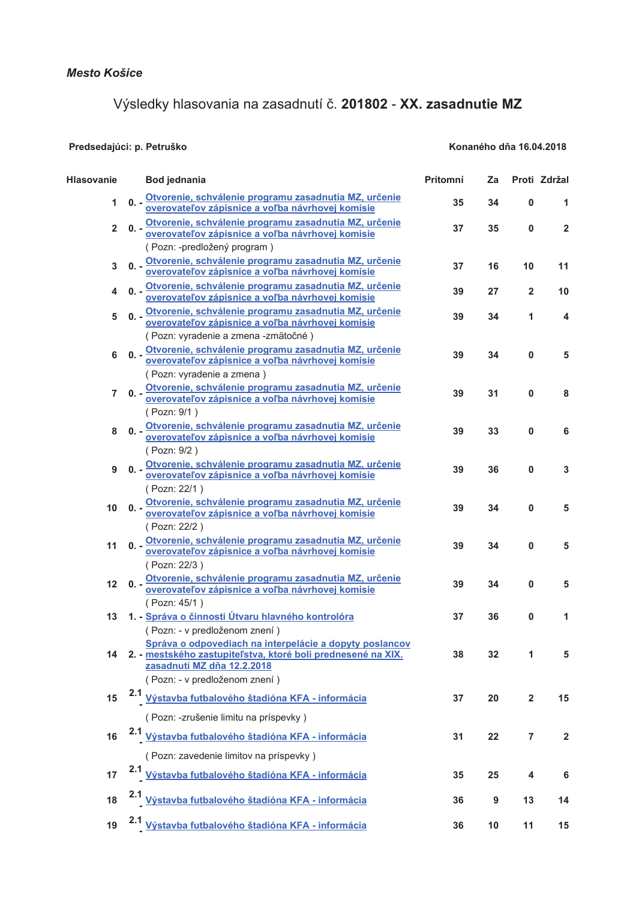*Mesto Košice*

# Výsledky hlasovania na zasadnutí č. **201802** - **XX. zasadnutie MZ**

**Predsedajúci: p. Petruško** | **Konaného dňa 16.04.2018**

| Hlasovanie | | Bod jednania | Prítomní | Za | Proti | Zdržal |
|---|---|---|---|---|---|---|
| 1 | 0. - | Otvorenie, schválenie programu zasadnutia MZ, určenie overovateľov zápisnice a voľba návrhovej komisie | 35 | 34 | 0 | 1 |
| 2 | 0. - | Otvorenie, schválenie programu zasadnutia MZ, určenie overovateľov zápisnice a voľba návrhovej komisie<br>( Pozn: -predložený program ) | 37 | 35 | 0 | 2 |
| 3 | 0. - | Otvorenie, schválenie programu zasadnutia MZ, určenie overovateľov zápisnice a voľba návrhovej komisie | 37 | 16 | 10 | 11 |
| 4 | 0. - | Otvorenie, schválenie programu zasadnutia MZ, určenie overovateľov zápisnice a voľba návrhovej komisie | 39 | 27 | 2 | 10 |
| 5 | 0. - | Otvorenie, schválenie programu zasadnutia MZ, určenie overovateľov zápisnice a voľba návrhovej komisie<br>( Pozn: vyradenie a zmena -zmätočné ) | 39 | 34 | 1 | 4 |
| 6 | 0. - | Otvorenie, schválenie programu zasadnutia MZ, určenie overovateľov zápisnice a voľba návrhovej komisie<br>( Pozn: vyradenie a zmena ) | 39 | 34 | 0 | 5 |
| 7 | 0. - | Otvorenie, schválenie programu zasadnutia MZ, určenie overovateľov zápisnice a voľba návrhovej komisie<br>( Pozn: 9/1 ) | 39 | 31 | 0 | 8 |
| 8 | 0. - | Otvorenie, schválenie programu zasadnutia MZ, určenie overovateľov zápisnice a voľba návrhovej komisie<br>( Pozn: 9/2 ) | 39 | 33 | 0 | 6 |
| 9 | 0. - | Otvorenie, schválenie programu zasadnutia MZ, určenie overovateľov zápisnice a voľba návrhovej komisie<br>( Pozn: 22/1 ) | 39 | 36 | 0 | 3 |
| 10 | 0. - | Otvorenie, schválenie programu zasadnutia MZ, určenie overovateľov zápisnice a voľba návrhovej komisie<br>( Pozn: 22/2 ) | 39 | 34 | 0 | 5 |
| 11 | 0. - | Otvorenie, schválenie programu zasadnutia MZ, určenie overovateľov zápisnice a voľba návrhovej komisie<br>( Pozn: 22/3 ) | 39 | 34 | 0 | 5 |
| 12 | 0. - | Otvorenie, schválenie programu zasadnutia MZ, určenie overovateľov zápisnice a voľba návrhovej komisie<br>( Pozn: 45/1 ) | 39 | 34 | 0 | 5 |
| 13 | 1. - | Správa o činnosti Útvaru hlavného kontrolóra<br>( Pozn: - v predloženom znení ) | 37 | 36 | 0 | 1 |
| 14 | 2. - | Správa o odpovediach na interpelácie a dopyty poslancov mestského zastupiteľstva, ktoré boli prednesené na XIX. zasadnutí MZ dňa 12.2.2018<br>( Pozn: - v predloženom znení ) | 38 | 32 | 1 | 5 |
| 15 | 2.1 - | Výstavba futbalového štadióna KFA - informácia<br>( Pozn: -zrušenie limitu na príspevky ) | 37 | 20 | 2 | 15 |
| 16 | 2.1 - | Výstavba futbalového štadióna KFA - informácia<br>( Pozn: zavedenie limitov na príspevky ) | 31 | 22 | 7 | 2 |
| 17 | 2.1 - | Výstavba futbalového štadióna KFA - informácia | 35 | 25 | 4 | 6 |
| 18 | 2.1 - | Výstavba futbalového štadióna KFA - informácia | 36 | 9 | 13 | 14 |
| 19 | 2.1 - | Výstavba futbalového štadióna KFA - informácia | 36 | 10 | 11 | 15 |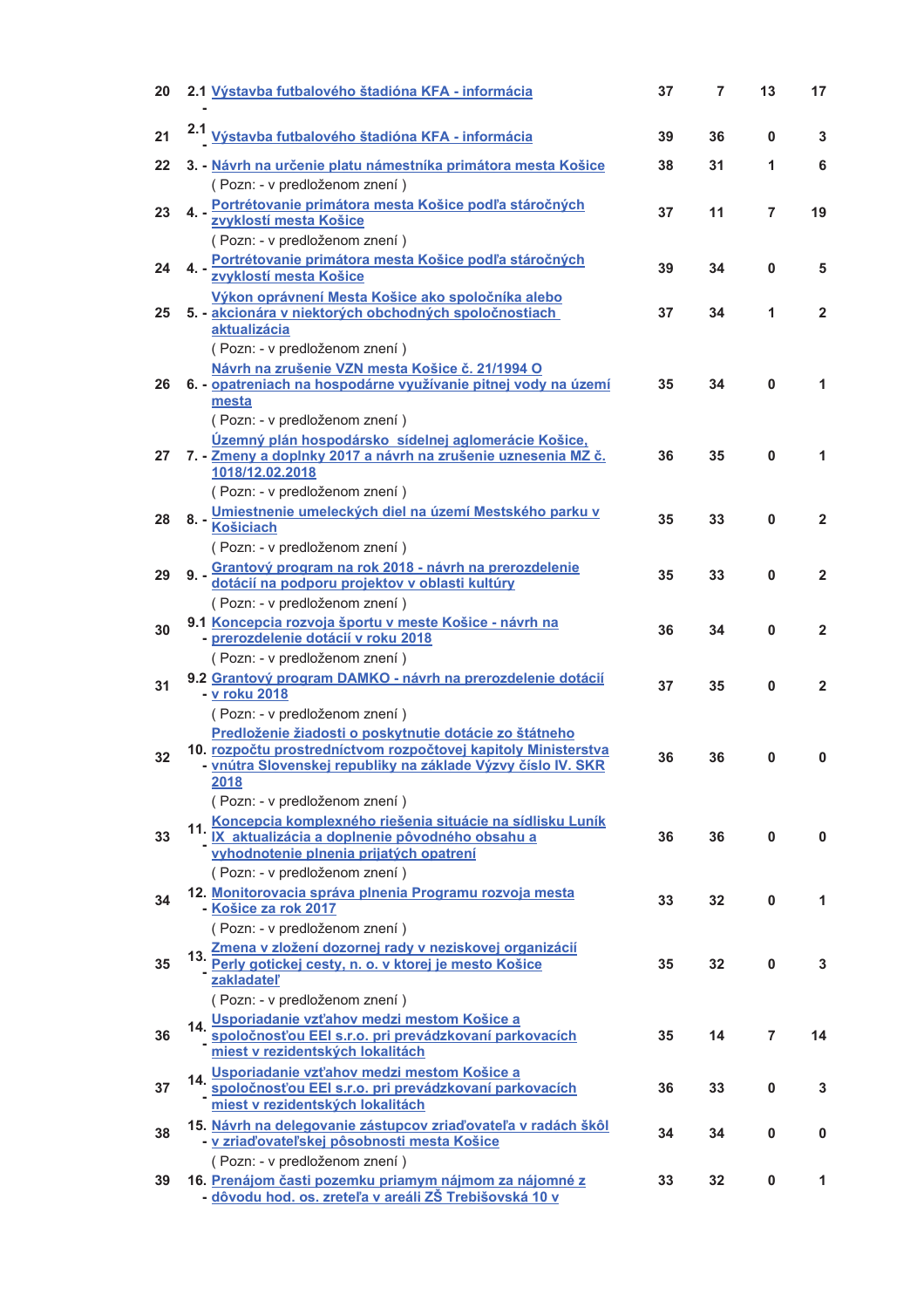| | | | | | | |
|---|---|---|---|---|---|---|
| 20 | 2.1 - | Výstavba futbalového štadióna KFA - informácia | 37 | 7 | 13 | 17 |
| 21 | 2.1 - | Výstavba futbalového štadióna KFA - informácia | 39 | 36 | 0 | 3 |
| 22 | 3. - | Návrh na určenie platu námestníka primátora mesta Košice | 38 | 31 | 1 | 6 |
| | | ( Pozn: - v predloženom znení ) | | | | |
| 23 | 4. - | Portrétovanie primátora mesta Košice podľa stáročných zvyklostí mesta Košice | 37 | 11 | 7 | 19 |
| | | ( Pozn: - v predloženom znení ) | | | | |
| 24 | 4. - | Portrétovanie primátora mesta Košice podľa stáročných zvyklostí mesta Košice | 39 | 34 | 0 | 5 |
| 25 | 5. - | Výkon oprávnení Mesta Košice ako spoločníka alebo akcionára v niektorých obchodných spoločnostiach aktualizácia | 37 | 34 | 1 | 2 |
| | | ( Pozn: - v predloženom znení ) | | | | |
| 26 | 6. - | Návrh na zrušenie VZN mesta Košice č. 21/1994 O opatreniach na hospodárne využívanie pitnej vody na území mesta | 35 | 34 | 0 | 1 |
| | | ( Pozn: - v predloženom znení ) | | | | |
| 27 | 7. - | Územný plán hospodársko sídelnej aglomerácie Košice, Zmeny a doplnky 2017 a návrh na zrušenie uznesenia MZ č. 1018/12.02.2018 | 36 | 35 | 0 | 1 |
| | | ( Pozn: - v predloženom znení ) | | | | |
| 28 | 8. - | Umiestnenie umeleckých diel na území Mestského parku v Košiciach | 35 | 33 | 0 | 2 |
| | | ( Pozn: - v predloženom znení ) | | | | |
| 29 | 9. - | Grantový program na rok 2018 - návrh na prerozdelenie dotácií na podporu projektov v oblasti kultúry | 35 | 33 | 0 | 2 |
| | | ( Pozn: - v predloženom znení ) | | | | |
| 30 | 9.1 - | Koncepcia rozvoja športu v meste Košice - návrh na prerozdelenie dotácií v roku 2018 | 36 | 34 | 0 | 2 |
| | | ( Pozn: - v predloženom znení ) | | | | |
| 31 | 9.2 - | Grantový program DAMKO - návrh na prerozdelenie dotácií v roku 2018 | 37 | 35 | 0 | 2 |
| | | ( Pozn: - v predloženom znení ) | | | | |
| 32 | 10. - | Predloženie žiadosti o poskytnutie dotácie zo štátneho rozpočtu prostredníctvom rozpočtovej kapitoly Ministerstva vnútra Slovenskej republiky na základe Výzvy číslo IV. SKR 2018 | 36 | 36 | 0 | 0 |
| | | ( Pozn: - v predloženom znení ) | | | | |
| 33 | 11. - | Koncepcia komplexného riešenia situácie na sídlisku Luník IX aktualizácia a doplnenie pôvodného obsahu a vyhodnotenie plnenia prijatých opatrení | 36 | 36 | 0 | 0 |
| | | ( Pozn: - v predloženom znení ) | | | | |
| 34 | 12. - | Monitorovacia správa plnenia Programu rozvoja mesta Košice za rok 2017 | 33 | 32 | 0 | 1 |
| | | ( Pozn: - v predloženom znení ) | | | | |
| 35 | 13. - | Zmena v zložení dozornej rady v neziskovej organizácií Perly gotickej cesty, n. o. v ktorej je mesto Košice zakladateľ | 35 | 32 | 0 | 3 |
| | | ( Pozn: - v predloženom znení ) | | | | |
| 36 | 14. - | Usporiadanie vzťahov medzi mestom Košice a spoločnosťou EEI s.r.o. pri prevádzkovaní parkovacích miest v rezidentských lokalitách | 35 | 14 | 7 | 14 |
| 37 | 14. - | Usporiadanie vzťahov medzi mestom Košice a spoločnosťou EEI s.r.o. pri prevádzkovaní parkovacích miest v rezidentských lokalitách | 36 | 33 | 0 | 3 |
| 38 | 15. - | Návrh na delegovanie zástupcov zriaďovateľa v radách škôl v zriaďovateľskej pôsobnosti mesta Košice | 34 | 34 | 0 | 0 |
| | | ( Pozn: - v predloženom znení ) | | | | |
| 39 | 16. - | Prenájom časti pozemku priamym nájmom za nájomné z dôvodu hod. os. zreteľa v areáli ZŠ Trebišovská 10 v | 33 | 32 | 0 | 1 |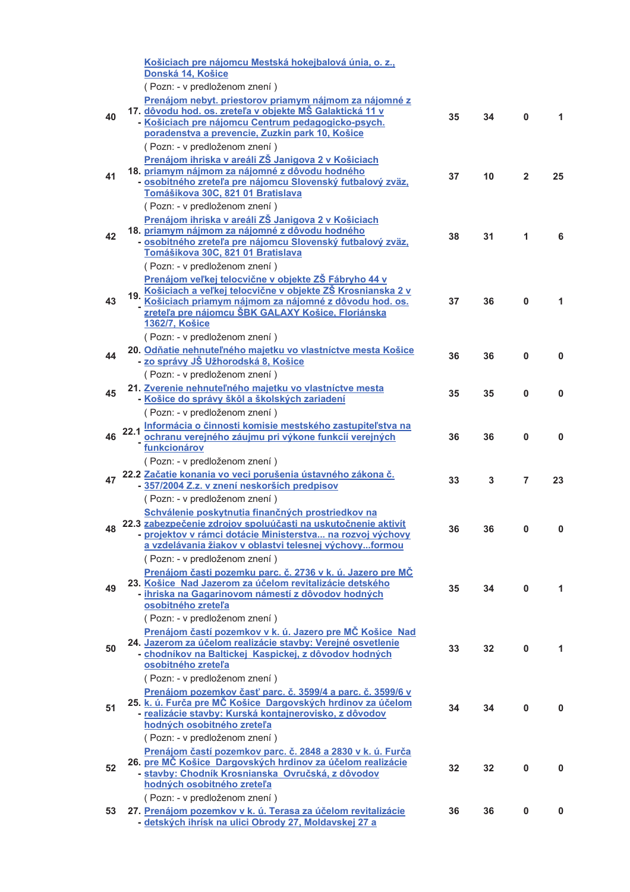| | | | | | |
|---|---|---|---|---|---|
| | Košiciach pre nájomcu Mestská hokejbalová únia, o. z., Donská 14, Košice | | | | |
| | ( Pozn: - v predloženom znení ) | | | | |
| 40 | 17. - Prenájom nebyt. priestorov priamym nájmom za nájomné z dôvodu hod. os. zreteľa v objekte MŠ Galaktická 11 v Košiciach pre nájomcu Centrum pedagogicko-psych. poradenstva a prevencie, Zuzkin park 10, Košice | 35 | 34 | 0 | 1 |
| | ( Pozn: - v predloženom znení ) | | | | |
| 41 | 18. - Prenájom ihriska v areáli ZŠ Janigova 2 v Košiciach priamym nájmom za nájomné z dôvodu hodného osobitného zreteľa pre nájomcu Slovenský futbalový zväz, Tomášikova 30C, 821 01 Bratislava | 37 | 10 | 2 | 25 |
| | ( Pozn: - v predloženom znení ) | | | | |
| 42 | 18. - Prenájom ihriska v areáli ZŠ Janigova 2 v Košiciach priamym nájmom za nájomné z dôvodu hodného osobitného zreteľa pre nájomcu Slovenský futbalový zväz, Tomášikova 30C, 821 01 Bratislava | 38 | 31 | 1 | 6 |
| | ( Pozn: - v predloženom znení ) | | | | |
| 43 | 19. - Prenájom veľkej telocvične v objekte ZŠ Fábryho 44 v Košiciach a veľkej telocvične v objekte ZŠ Krosnianska 2 v Košiciach priamym nájmom za nájomné z dôvodu hod. os. zreteľa pre nájomcu ŠBK GALAXY Košice, Floriánska 1362/7, Košice | 37 | 36 | 0 | 1 |
| | ( Pozn: - v predloženom znení ) | | | | |
| 44 | 20. - Odňatie nehnuteľného majetku vo vlastníctve mesta Košice zo správy JŠ Užhorodská 8, Košice | 36 | 36 | 0 | 0 |
| | ( Pozn: - v predloženom znení ) | | | | |
| 45 | 21. - Zverenie nehnuteľného majetku vo vlastníctve mesta Košice do správy škôl a školských zariadení | 35 | 35 | 0 | 0 |
| | ( Pozn: - v predloženom znení ) | | | | |
| 46 | 22.1 - Informácia o činnosti komisie mestského zastupiteľstva na ochranu verejného záujmu pri výkone funkcií verejných funkcionárov | 36 | 36 | 0 | 0 |
| | ( Pozn: - v predloženom znení ) | | | | |
| 47 | 22.2 - Začatie konania vo veci porušenia ústavného zákona č. 357/2004 Z.z. v znení neskorších predpisov | 33 | 3 | 7 | 23 |
| | ( Pozn: - v predloženom znení ) | | | | |
| 48 | 22.3 - Schválenie poskytnutia finančných prostriedkov na zabezpečenie zdrojov spoluúčasti na uskutočnenie aktivít projektov v rámci dotácie Ministerstva... na rozvoj výchovy a vzdelávania žiakov v oblastvi telesnej výchovy...formou | 36 | 36 | 0 | 0 |
| | ( Pozn: - v predloženom znení ) | | | | |
| 49 | 23. - Prenájom časti pozemku parc. č. 2736 v k. ú. Jazero pre MČ Košice Nad Jazerom za účelom revitalizácie detského ihriska na Gagarinovom námestí z dôvodov hodných osobitného zreteľa | 35 | 34 | 0 | 1 |
| | ( Pozn: - v predloženom znení ) | | | | |
| 50 | 24. - Prenájom častí pozemkov v k. ú. Jazero pre MČ Košice Nad Jazerom za účelom realizácie stavby: Verejné osvetlenie chodníkov na Baltickej Kaspickej, z dôvodov hodných osobitného zreteľa | 33 | 32 | 0 | 1 |
| | ( Pozn: - v predloženom znení ) | | | | |
| 51 | 25. - Prenájom pozemkov časť parc. č. 3599/4 a parc. č. 3599/6 v k. ú. Furča pre MČ Košice Dargovských hrdinov za účelom realizácie stavby: Kurská kontajnerovisko, z dôvodov hodných osobitného zreteľa | 34 | 34 | 0 | 0 |
| | ( Pozn: - v predloženom znení ) | | | | |
| 52 | 26. - Prenájom častí pozemkov parc. č. 2848 a 2830 v k. ú. Furča pre MČ Košice Dargovských hrdinov za účelom realizácie stavby: Chodník Krosnianska Ovručská, z dôvodov hodných osobitného zreteľa | 32 | 32 | 0 | 0 |
| | ( Pozn: - v predloženom znení ) | | | | |
| 53 | 27. - Prenájom pozemkov v k. ú. Terasa za účelom revitalizácie detských ihrísk na ulici Obrody 27, Moldavskej 27 a | 36 | 36 | 0 | 0 |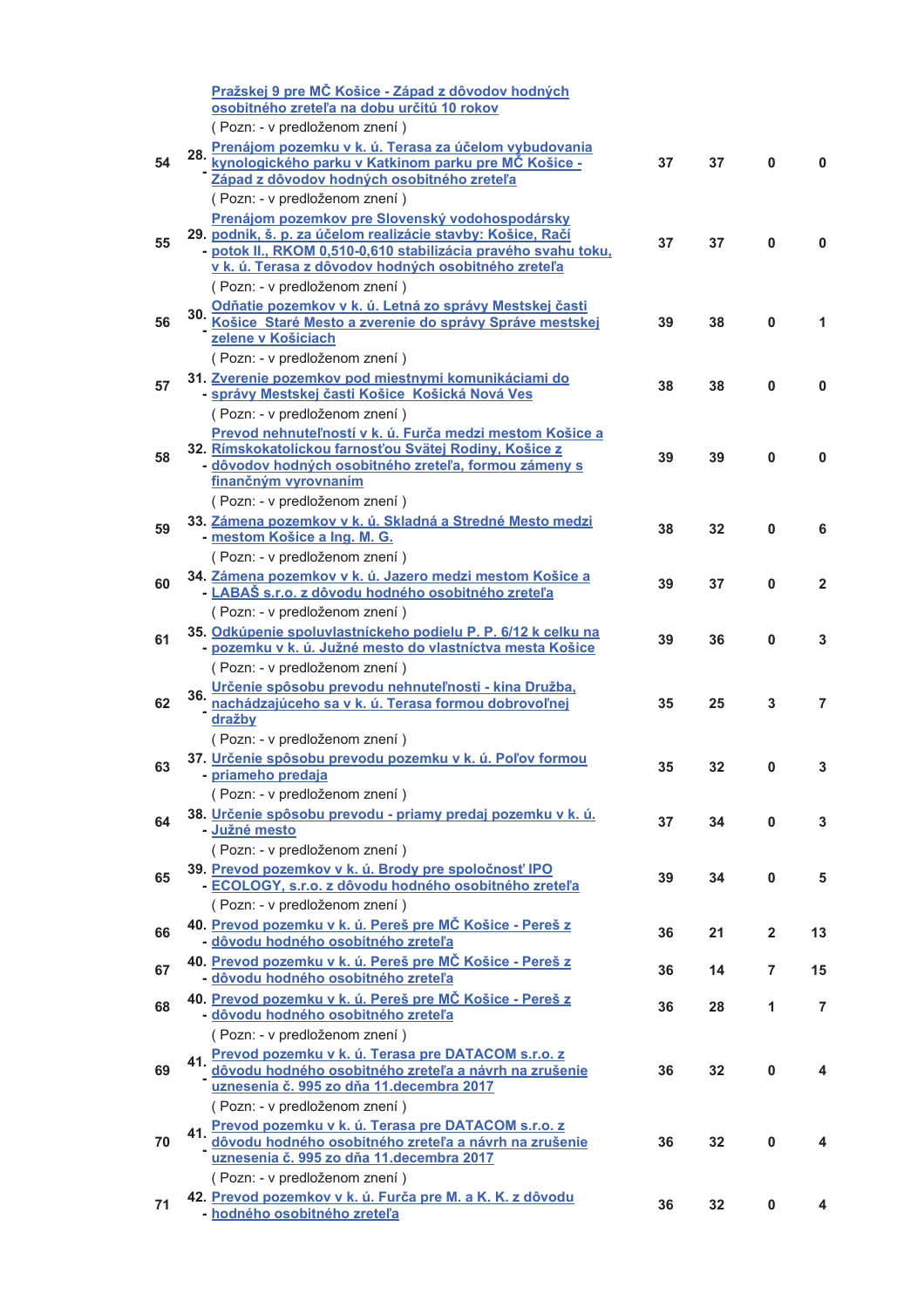| | | | | | |
|---|---|---|---|---|---|
| | Pražskej 9 pre MČ Košice - Západ z dôvodov hodných osobitného zreteľa na dobu určitú 10 rokov<br>( Pozn: - v predloženom znení ) | | | | |
| 54 | 28. - Prenájom pozemku v k. ú. Terasa za účelom vybudovania kynologického parku v Katkinom parku pre MČ Košice - Západ z dôvodov hodných osobitného zreteľa<br>( Pozn: - v predloženom znení ) | 37 | 37 | 0 | 0 |
| 55 | 29. - Prenájom pozemkov pre Slovenský vodohospodársky podnik, š. p. za účelom realizácie stavby: Košice, Račí potok II., RKOM 0,510-0,610 stabilizácia pravého svahu toku, v k. ú. Terasa z dôvodov hodných osobitného zreteľa<br>( Pozn: - v predloženom znení ) | 37 | 37 | 0 | 0 |
| 56 | 30. - Odňatie pozemkov v k. ú. Letná zo správy Mestskej časti Košice Staré Mesto a zverenie do správy Správe mestskej zelene v Košiciach<br>( Pozn: - v predloženom znení ) | 39 | 38 | 0 | 1 |
| 57 | 31. - Zverenie pozemkov pod miestnymi komunikáciami do správy Mestskej časti Košice Košická Nová Ves<br>( Pozn: - v predloženom znení ) | 38 | 38 | 0 | 0 |
| 58 | 32. - Prevod nehnuteľností v k. ú. Furča medzi mestom Košice a Rímskokatolíckou farnosťou Svätej Rodiny, Košice z dôvodov hodných osobitného zreteľa, formou zámeny s finančným vyrovnaním<br>( Pozn: - v predloženom znení ) | 39 | 39 | 0 | 0 |
| 59 | 33. - Zámena pozemkov v k. ú. Skladná a Stredné Mesto medzi mestom Košice a Ing. M. G.<br>( Pozn: - v predloženom znení ) | 38 | 32 | 0 | 6 |
| 60 | 34. - Zámena pozemkov v k. ú. Jazero medzi mestom Košice a LABAŠ s.r.o. z dôvodu hodného osobitného zreteľa<br>( Pozn: - v predloženom znení ) | 39 | 37 | 0 | 2 |
| 61 | 35. - Odkúpenie spoluvlastníckeho podielu P. P. 6/12 k celku na pozemku v k. ú. Južné mesto do vlastníctva mesta Košice<br>( Pozn: - v predloženom znení ) | 39 | 36 | 0 | 3 |
| 62 | 36. - Určenie spôsobu prevodu nehnuteľnosti - kina Družba, nachádzajúceho sa v k. ú. Terasa formou dobrovoľnej dražby<br>( Pozn: - v predloženom znení ) | 35 | 25 | 3 | 7 |
| 63 | 37. - Určenie spôsobu prevodu pozemku v k. ú. Poľov formou priameho predaja<br>( Pozn: - v predloženom znení ) | 35 | 32 | 0 | 3 |
| 64 | 38. - Určenie spôsobu prevodu - priamy predaj pozemku v k. ú. Južné mesto<br>( Pozn: - v predloženom znení ) | 37 | 34 | 0 | 3 |
| 65 | 39. - Prevod pozemkov v k. ú. Brody pre spoločnosť IPO ECOLOGY, s.r.o. z dôvodu hodného osobitného zreteľa<br>( Pozn: - v predloženom znení ) | 39 | 34 | 0 | 5 |
| 66 | 40. - Prevod pozemku v k. ú. Pereš pre MČ Košice - Pereš z dôvodu hodného osobitného zreteľa | 36 | 21 | 2 | 13 |
| 67 | 40. - Prevod pozemku v k. ú. Pereš pre MČ Košice - Pereš z dôvodu hodného osobitného zreteľa | 36 | 14 | 7 | 15 |
| 68 | 40. - Prevod pozemku v k. ú. Pereš pre MČ Košice - Pereš z dôvodu hodného osobitného zreteľa<br>( Pozn: - v predloženom znení ) | 36 | 28 | 1 | 7 |
| 69 | 41. - Prevod pozemku v k. ú. Terasa pre DATACOM s.r.o. z dôvodu hodného osobitného zreteľa a návrh na zrušenie uznesenia č. 995 zo dňa 11.decembra 2017<br>( Pozn: - v predloženom znení ) | 36 | 32 | 0 | 4 |
| 70 | 41. - Prevod pozemku v k. ú. Terasa pre DATACOM s.r.o. z dôvodu hodného osobitného zreteľa a návrh na zrušenie uznesenia č. 995 zo dňa 11.decembra 2017<br>( Pozn: - v predloženom znení ) | 36 | 32 | 0 | 4 |
| 71 | 42. - Prevod pozemkov v k. ú. Furča pre M. a K. K. z dôvodu hodného osobitného zreteľa | 36 | 32 | 0 | 4 |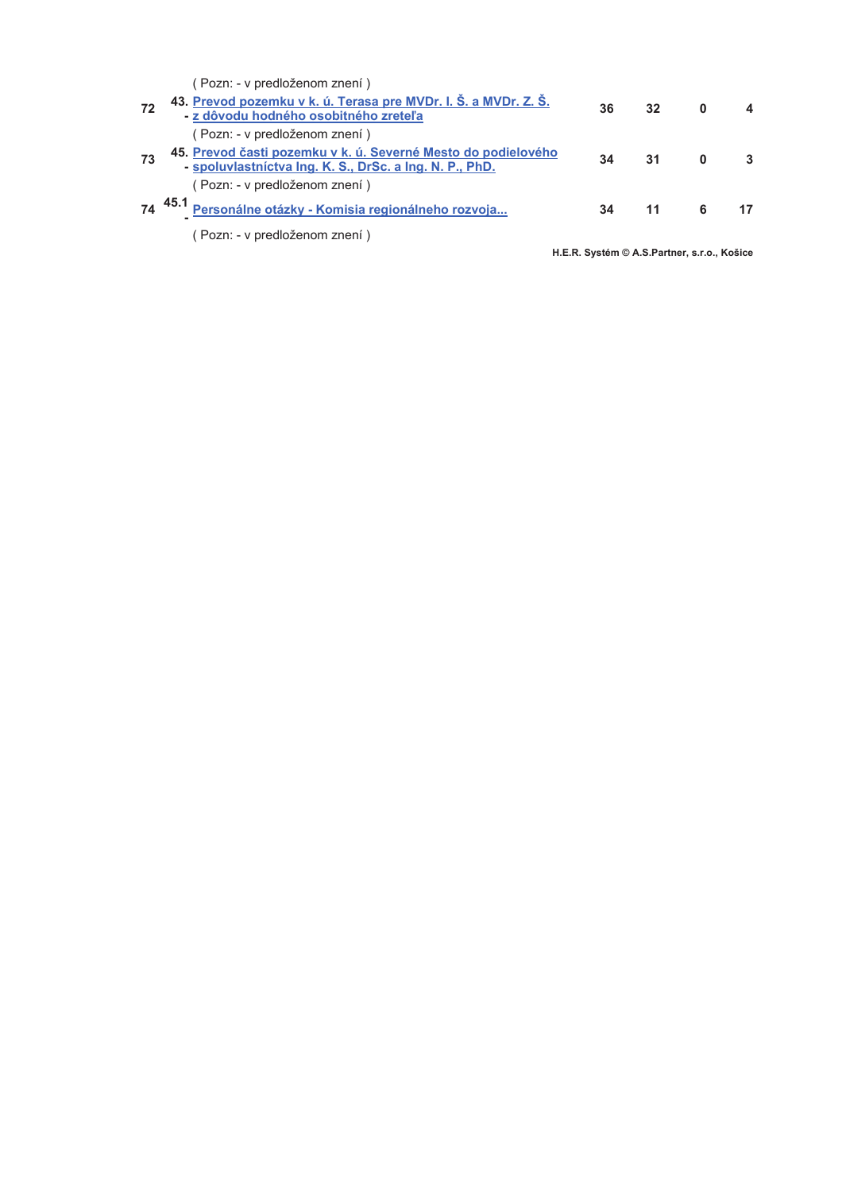( Pozn: - v predloženom znení )

| | | | | | |
|---|---|---|---|---|---|
| 72 | 43. - Prevod pozemku v k. ú. Terasa pre MVDr. I. Š. a MVDr. Z. Š. z dôvodu hodného osobitného zreteľa | 36 | 32 | 0 | 4 |
| | ( Pozn: - v predloženom znení ) | | | | |
| 73 | 45. - Prevod časti pozemku v k. ú. Severné Mesto do podielového spoluvlastníctva Ing. K. S., DrSc. a Ing. N. P., PhD. | 34 | 31 | 0 | 3 |
| | ( Pozn: - v predloženom znení ) | | | | |
| 74 | 45.1 - Personálne otázky - Komisia regionálneho rozvoja... | 34 | 11 | 6 | 17 |
| | ( Pozn: - v predloženom znení ) | | | | |

H.E.R. Systém © A.S.Partner, s.r.o., Košice